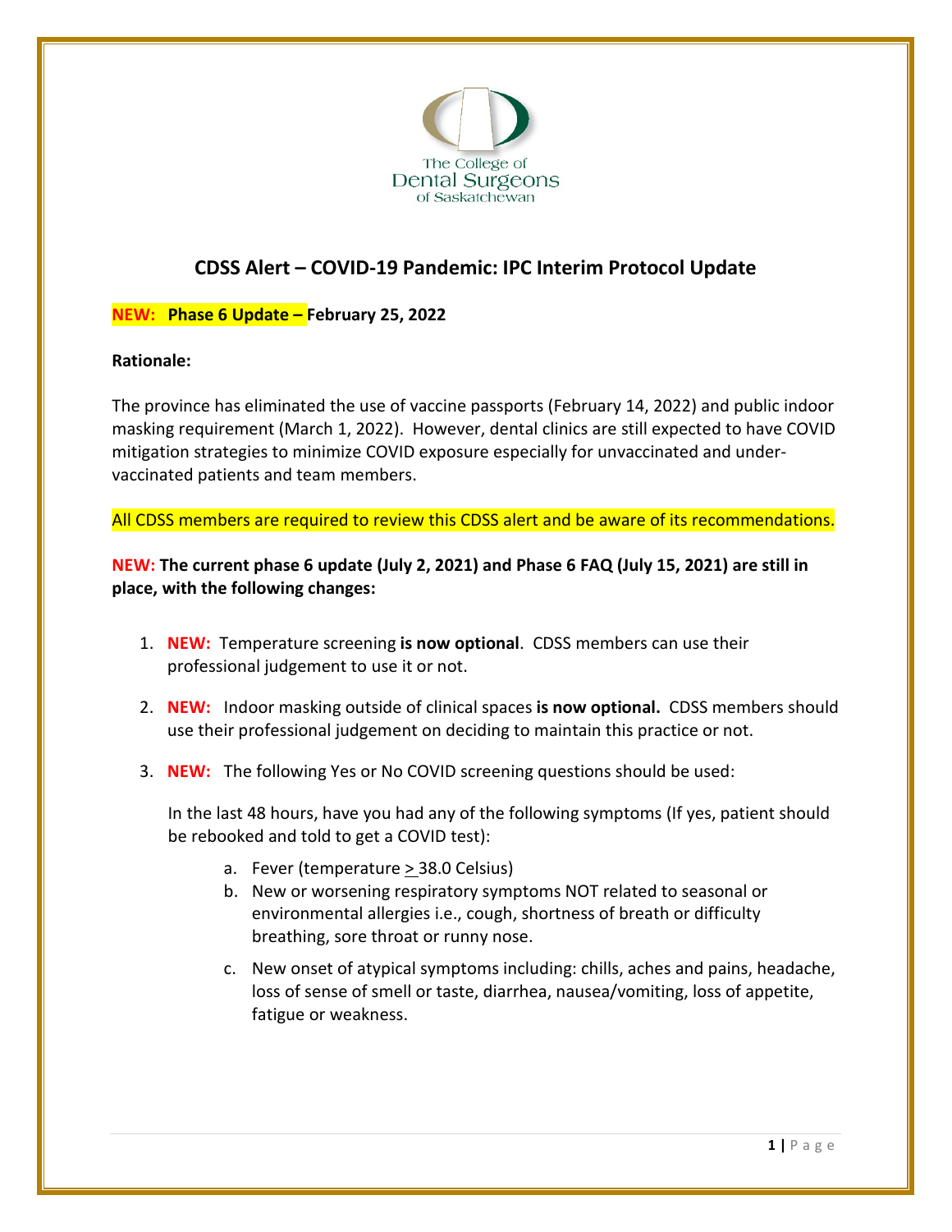The College of Dental Surgeons of Saskatchewan

# CDSS Alert – COVID-19 Pandemic: IPC Interim Protocol Update

**NEW: Phase 6 Update – February 25, 2022**

**Rationale:**

The province has eliminated the use of vaccine passports (February 14, 2022) and public indoor masking requirement (March 1, 2022). However, dental clinics are still expected to have COVID mitigation strategies to minimize COVID exposure especially for unvaccinated and under-vaccinated patients and team members.

All CDSS members are required to review this CDSS alert and be aware of its recommendations.

**NEW: The current phase 6 update (July 2, 2021) and Phase 6 FAQ (July 15, 2021) are still in place, with the following changes:**

1. **NEW:** Temperature screening **is now optional**. CDSS members can use their professional judgement to use it or not.

2. **NEW:** Indoor masking outside of clinical spaces **is now optional.** CDSS members should use their professional judgement on deciding to maintain this practice or not.

3. **NEW:** The following Yes or No COVID screening questions should be used:

   In the last 48 hours, have you had any of the following symptoms (If yes, patient should be rebooked and told to get a COVID test):

   a. Fever (temperature $\geq$ 38.0 Celsius)
   b. New or worsening respiratory symptoms NOT related to seasonal or environmental allergies i.e., cough, shortness of breath or difficulty breathing, sore throat or runny nose.
   c. New onset of atypical symptoms including: chills, aches and pains, headache, loss of sense of smell or taste, diarrhea, nausea/vomiting, loss of appetite, fatigue or weakness.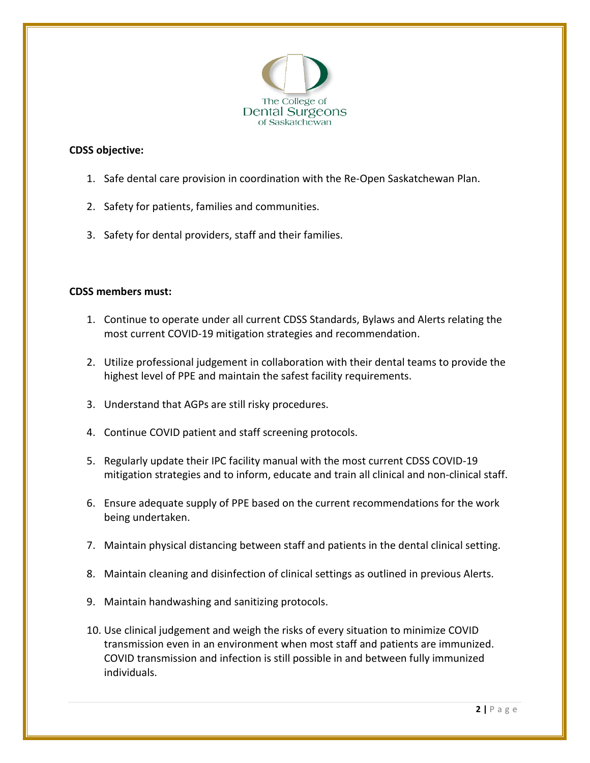**CDSS objective:**

1. Safe dental care provision in coordination with the Re-Open Saskatchewan Plan.
2. Safety for patients, families and communities.
3. Safety for dental providers, staff and their families.

**CDSS members must:**

1. Continue to operate under all current CDSS Standards, Bylaws and Alerts relating the most current COVID-19 mitigation strategies and recommendation.
2. Utilize professional judgement in collaboration with their dental teams to provide the highest level of PPE and maintain the safest facility requirements.
3. Understand that AGPs are still risky procedures.
4. Continue COVID patient and staff screening protocols.
5. Regularly update their IPC facility manual with the most current CDSS COVID-19 mitigation strategies and to inform, educate and train all clinical and non-clinical staff.
6. Ensure adequate supply of PPE based on the current recommendations for the work being undertaken.
7. Maintain physical distancing between staff and patients in the dental clinical setting.
8. Maintain cleaning and disinfection of clinical settings as outlined in previous Alerts.
9. Maintain handwashing and sanitizing protocols.
10. Use clinical judgement and weigh the risks of every situation to minimize COVID transmission even in an environment when most staff and patients are immunized. COVID transmission and infection is still possible in and between fully immunized individuals.